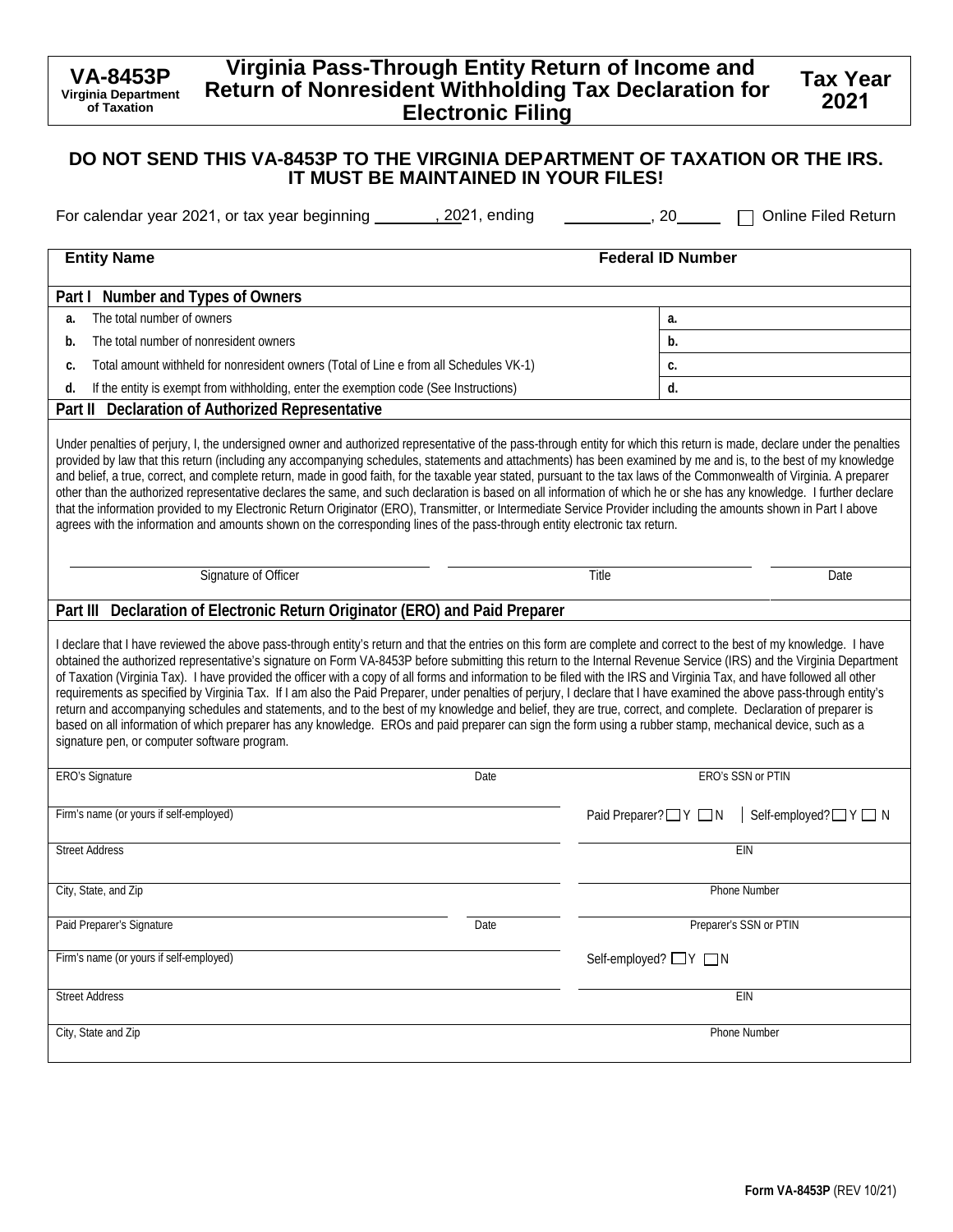**VA-8453P**
**Virginia Department of Taxation**

# Virginia Pass-Through Entity Return of Income and Return of Nonresident Withholding Tax Declaration for Electronic Filing

**Tax Year 2021**

## DO NOT SEND THIS VA-8453P TO THE VIRGINIA DEPARTMENT OF TAXATION OR THE IRS. IT MUST BE MAINTAINED IN YOUR FILES!

For calendar year 2021, or tax year beginning _______, 2021, ending __________, 20_____ ☐ Online Filed Return

| **Entity Name** | **Federal ID Number** |
|---|---|
| | |

**Part I Number and Types of Owners**

| | | |
|---|---|---|
| **a.** | The total number of owners | **a.** |
| **b.** | The total number of nonresident owners | **b.** |
| **c.** | Total amount withheld for nonresident owners (Total of Line e from all Schedules VK-1) | **c.** |
| **d.** | If the entity is exempt from withholding, enter the exemption code (See Instructions) | **d.** |

**Part II Declaration of Authorized Representative**

Under penalties of perjury, I, the undersigned owner and authorized representative of the pass-through entity for which this return is made, declare under the penalties provided by law that this return (including any accompanying schedules, statements and attachments) has been examined by me and is, to the best of my knowledge and belief, a true, correct, and complete return, made in good faith, for the taxable year stated, pursuant to the tax laws of the Commonwealth of Virginia. A preparer other than the authorized representative declares the same, and such declaration is based on all information of which he or she has any knowledge. I further declare that the information provided to my Electronic Return Originator (ERO), Transmitter, or Intermediate Service Provider including the amounts shown in Part I above agrees with the information and amounts shown on the corresponding lines of the pass-through entity electronic tax return.

| Signature of Officer | Title | Date |
|---|---|---|
| | | |

**Part III Declaration of Electronic Return Originator (ERO) and Paid Preparer**

I declare that I have reviewed the above pass-through entity's return and that the entries on this form are complete and correct to the best of my knowledge. I have obtained the authorized representative's signature on Form VA-8453P before submitting this return to the Internal Revenue Service (IRS) and the Virginia Department of Taxation (Virginia Tax). I have provided the officer with a copy of all forms and information to be filed with the IRS and Virginia Tax, and have followed all other requirements as specified by Virginia Tax. If I am also the Paid Preparer, under penalties of perjury, I declare that I have examined the above pass-through entity's return and accompanying schedules and statements, and to the best of my knowledge and belief, they are true, correct, and complete. Declaration of preparer is based on all information of which preparer has any knowledge. EROs and paid preparer can sign the form using a rubber stamp, mechanical device, such as a signature pen, or computer software program.

| | | |
|---|---|---|
| ERO's Signature | Date | ERO's SSN or PTIN |
| Firm's name (or yours if self-employed) | | Paid Preparer? ☐ Y ☐ N \| Self-employed? ☐ Y ☐ N |
| Street Address | | EIN |
| City, State, and Zip | | Phone Number |
| Paid Preparer's Signature | Date | Preparer's SSN or PTIN |
| Firm's name (or yours if self-employed) | | Self-employed? ☐ Y ☐ N |
| Street Address | | EIN |
| City, State and Zip | | Phone Number |

**Form VA-8453P** (REV 10/21)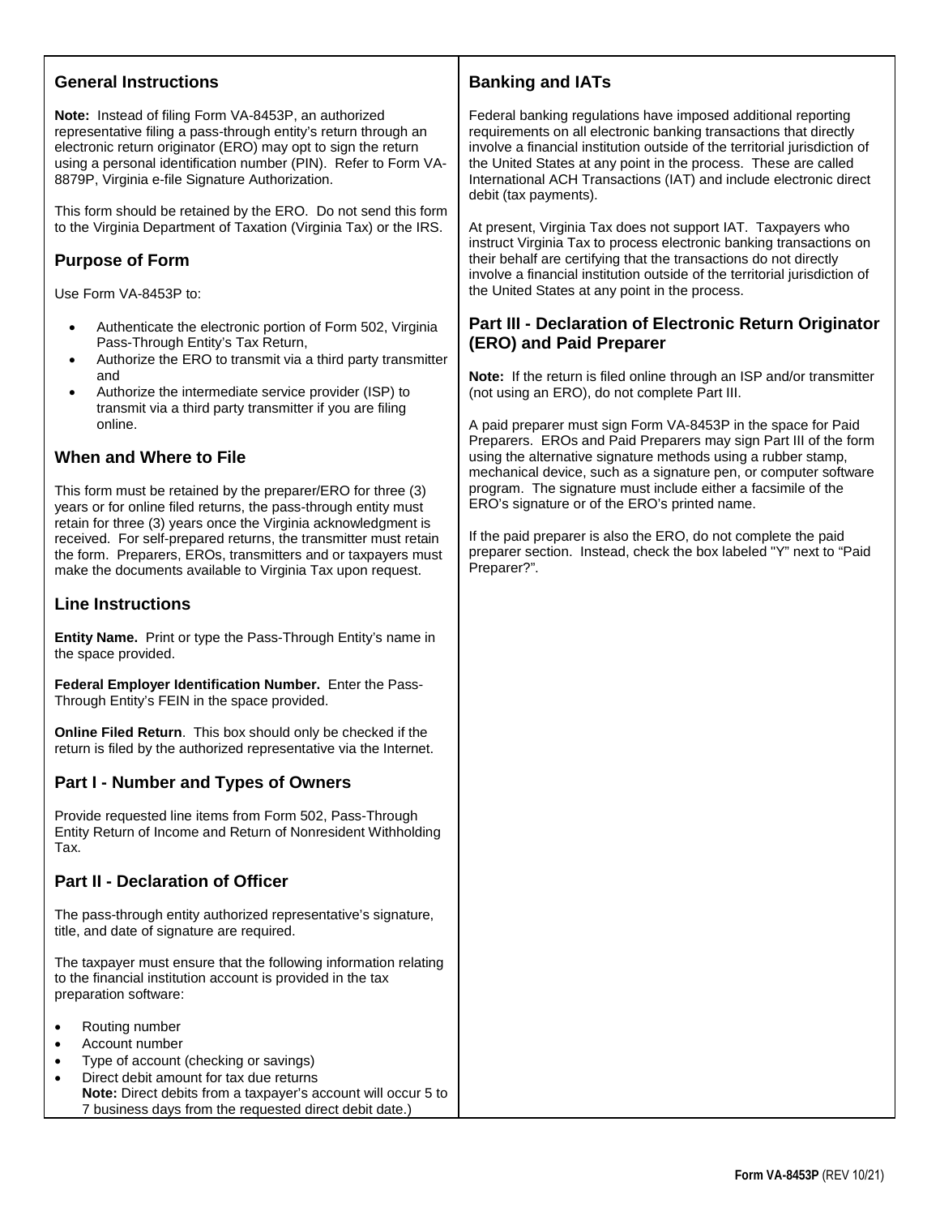## General Instructions

**Note:** Instead of filing Form VA-8453P, an authorized representative filing a pass-through entity's return through an electronic return originator (ERO) may opt to sign the return using a personal identification number (PIN). Refer to Form VA-8879P, Virginia e-file Signature Authorization.

This form should be retained by the ERO. Do not send this form to the Virginia Department of Taxation (Virginia Tax) or the IRS.

## Purpose of Form

Use Form VA-8453P to:

- Authenticate the electronic portion of Form 502, Virginia Pass-Through Entity's Tax Return,
- Authorize the ERO to transmit via a third party transmitter and
- Authorize the intermediate service provider (ISP) to transmit via a third party transmitter if you are filing online.

## When and Where to File

This form must be retained by the preparer/ERO for three (3) years or for online filed returns, the pass-through entity must retain for three (3) years once the Virginia acknowledgment is received. For self-prepared returns, the transmitter must retain the form. Preparers, EROs, transmitters and or taxpayers must make the documents available to Virginia Tax upon request.

## Line Instructions

**Entity Name.** Print or type the Pass-Through Entity's name in the space provided.

**Federal Employer Identification Number.** Enter the Pass-Through Entity's FEIN in the space provided.

**Online Filed Return**. This box should only be checked if the return is filed by the authorized representative via the Internet.

## Part I - Number and Types of Owners

Provide requested line items from Form 502, Pass-Through Entity Return of Income and Return of Nonresident Withholding Tax.

## Part II - Declaration of Officer

The pass-through entity authorized representative's signature, title, and date of signature are required.

The taxpayer must ensure that the following information relating to the financial institution account is provided in the tax preparation software:

- Routing number
- Account number
- Type of account (checking or savings)
- Direct debit amount for tax due returns
  **Note:** Direct debits from a taxpayer's account will occur 5 to 7 business days from the requested direct debit date.)

## Banking and IATs

Federal banking regulations have imposed additional reporting requirements on all electronic banking transactions that directly involve a financial institution outside of the territorial jurisdiction of the United States at any point in the process. These are called International ACH Transactions (IAT) and include electronic direct debit (tax payments).

At present, Virginia Tax does not support IAT. Taxpayers who instruct Virginia Tax to process electronic banking transactions on their behalf are certifying that the transactions do not directly involve a financial institution outside of the territorial jurisdiction of the United States at any point in the process.

## Part III - Declaration of Electronic Return Originator (ERO) and Paid Preparer

**Note:** If the return is filed online through an ISP and/or transmitter (not using an ERO), do not complete Part III.

A paid preparer must sign Form VA-8453P in the space for Paid Preparers. EROs and Paid Preparers may sign Part III of the form using the alternative signature methods using a rubber stamp, mechanical device, such as a signature pen, or computer software program. The signature must include either a facsimile of the ERO's signature or of the ERO's printed name.

If the paid preparer is also the ERO, do not complete the paid preparer section. Instead, check the box labeled "Y" next to "Paid Preparer?".

**Form VA-8453P** (REV 10/21)